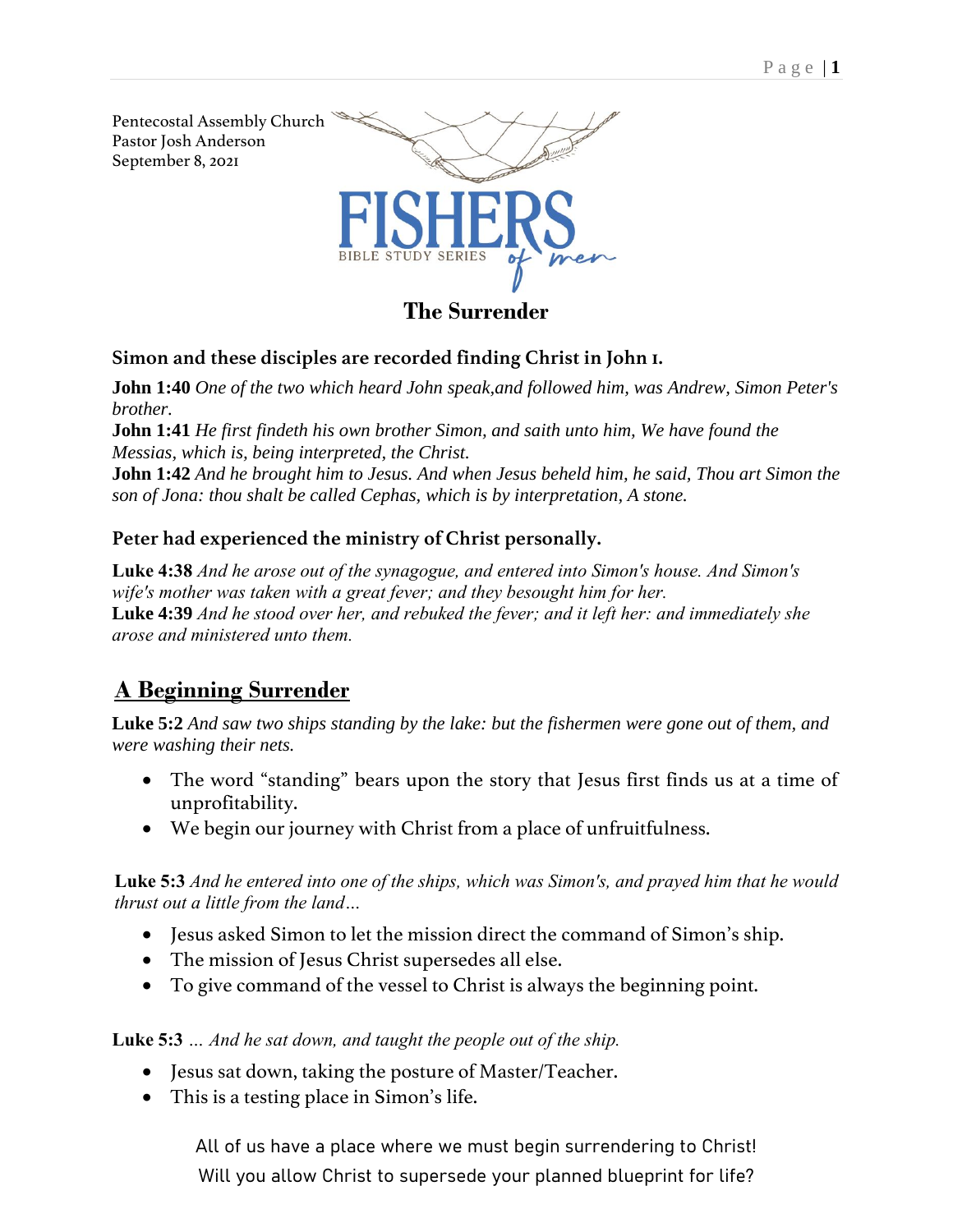Pentecostal Assembly Church
Pastor Josh Anderson
September 8, 2021

FISHERS of men
BIBLE STUDY SERIES

# The Surrender

### Simon and these disciples are recorded finding Christ in John 1.

**John 1:40** *One of the two which heard John speak,and followed him, was Andrew, Simon Peter's brother.*
**John 1:41** *He first findeth his own brother Simon, and saith unto him, We have found the Messias, which is, being interpreted, the Christ.*
**John 1:42** *And he brought him to Jesus. And when Jesus beheld him, he said, Thou art Simon the son of Jona: thou shalt be called Cephas, which is by interpretation, A stone.*

### Peter had experienced the ministry of Christ personally.

**Luke 4:38** *And he arose out of the synagogue, and entered into Simon's house. And Simon's wife's mother was taken with a great fever; and they besought him for her.*
**Luke 4:39** *And he stood over her, and rebuked the fever; and it left her: and immediately she arose and ministered unto them.*

## A Beginning Surrender

**Luke 5:2** *And saw two ships standing by the lake: but the fishermen were gone out of them, and were washing their nets.*

- The word "standing" bears upon the story that Jesus first finds us at a time of unprofitability.
- We begin our journey with Christ from a place of unfruitfulness.

**Luke 5:3** *And he entered into one of the ships, which was Simon's, and prayed him that he would thrust out a little from the land…*

- Jesus asked Simon to let the mission direct the command of Simon's ship.
- The mission of Jesus Christ supersedes all else.
- To give command of the vessel to Christ is always the beginning point.

**Luke 5:3** *… And he sat down, and taught the people out of the ship.*

- Jesus sat down, taking the posture of Master/Teacher.
- This is a testing place in Simon's life.

All of us have a place where we must begin surrendering to Christ!
Will you allow Christ to supersede your planned blueprint for life?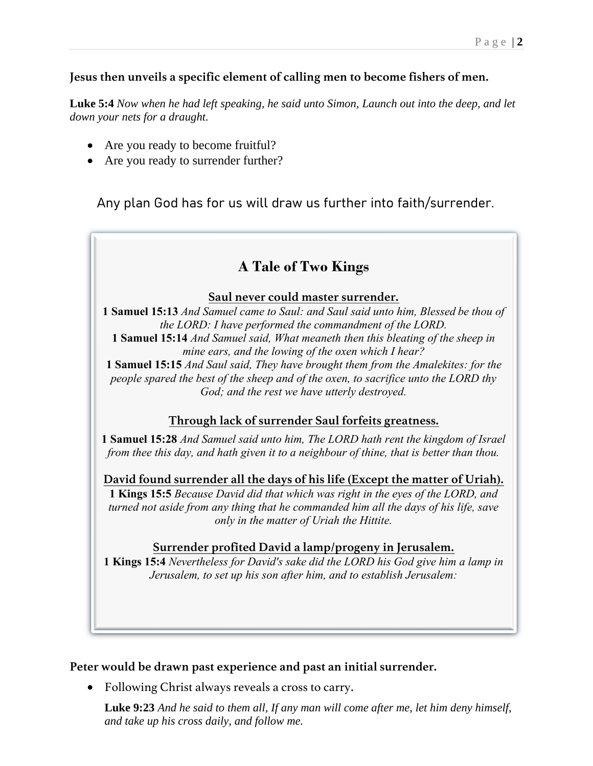**Jesus then unveils a specific element of calling men to become fishers of men.**

**Luke 5:4** *Now when he had left speaking, he said unto Simon, Launch out into the deep, and let down your nets for a draught.*

- Are you ready to become fruitful?
- Are you ready to surrender further?

Any plan God has for us will draw us further into faith/surrender.

## A Tale of Two Kings

**Saul never could master surrender.**

**1 Samuel 15:13** *And Samuel came to Saul: and Saul said unto him, Blessed be thou of the LORD: I have performed the commandment of the LORD.*
**1 Samuel 15:14** *And Samuel said, What meaneth then this bleating of the sheep in mine ears, and the lowing of the oxen which I hear?*
**1 Samuel 15:15** *And Saul said, They have brought them from the Amalekites: for the people spared the best of the sheep and of the oxen, to sacrifice unto the LORD thy God; and the rest we have utterly destroyed.*

**Through lack of surrender Saul forfeits greatness.**

**1 Samuel 15:28** *And Samuel said unto him, The LORD hath rent the kingdom of Israel from thee this day, and hath given it to a neighbour of thine, that is better than thou.*

**David found surrender all the days of his life (Except the matter of Uriah).**

**1 Kings 15:5** *Because David did that which was right in the eyes of the LORD, and turned not aside from any thing that he commanded him all the days of his life, save only in the matter of Uriah the Hittite.*

**Surrender profited David a lamp/progeny in Jerusalem.**

**1 Kings 15:4** *Nevertheless for David's sake did the LORD his God give him a lamp in Jerusalem, to set up his son after him, and to establish Jerusalem:*

**Peter would be drawn past experience and past an initial surrender.**

- Following Christ always reveals a cross to carry.

  **Luke 9:23** *And he said to them all, If any man will come after me, let him deny himself, and take up his cross daily, and follow me.*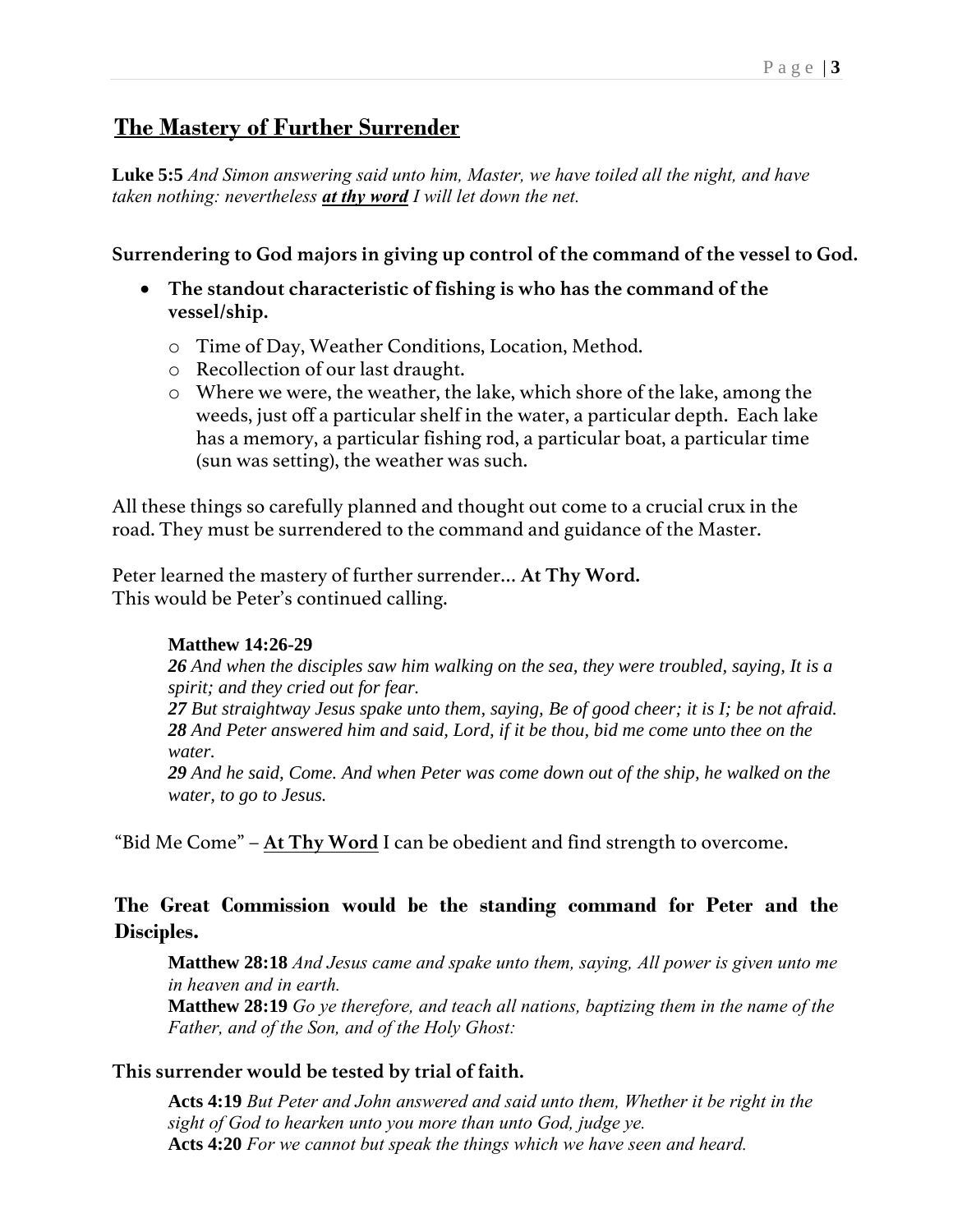## <u>The Mastery of Further Surrender</u>

**Luke 5:5** *And Simon answering said unto him, Master, we have toiled all the night, and have taken nothing: nevertheless **<u>at thy word</u>** I will let down the net.*

**Surrendering to God majors in giving up control of the command of the vessel to God.**

- **The standout characteristic of fishing is who has the command of the vessel/ship.**
  - Time of Day, Weather Conditions, Location, Method.
  - Recollection of our last draught.
  - Where we were, the weather, the lake, which shore of the lake, among the weeds, just off a particular shelf in the water, a particular depth. Each lake has a memory, a particular fishing rod, a particular boat, a particular time (sun was setting), the weather was such.

All these things so carefully planned and thought out come to a crucial crux in the road. They must be surrendered to the command and guidance of the Master.

Peter learned the mastery of further surrender… **At Thy Word.**
This would be Peter's continued calling.

> **Matthew 14:26-29**
> ***26*** *And when the disciples saw him walking on the sea, they were troubled, saying, It is a spirit; and they cried out for fear.*
> ***27*** *But straightway Jesus spake unto them, saying, Be of good cheer; it is I; be not afraid.*
> ***28*** *And Peter answered him and said, Lord, if it be thou, bid me come unto thee on the water.*
> ***29*** *And he said, Come. And when Peter was come down out of the ship, he walked on the water, to go to Jesus.*

"Bid Me Come" – **<u>At Thy Word</u>** I can be obedient and find strength to overcome.

### The Great Commission would be the standing command for Peter and the Disciples.

> **Matthew 28:18** *And Jesus came and spake unto them, saying, All power is given unto me in heaven and in earth.*
> **Matthew 28:19** *Go ye therefore, and teach all nations, baptizing them in the name of the Father, and of the Son, and of the Holy Ghost:*

**This surrender would be tested by trial of faith.**

> **Acts 4:19** *But Peter and John answered and said unto them, Whether it be right in the sight of God to hearken unto you more than unto God, judge ye.*
> **Acts 4:20** *For we cannot but speak the things which we have seen and heard.*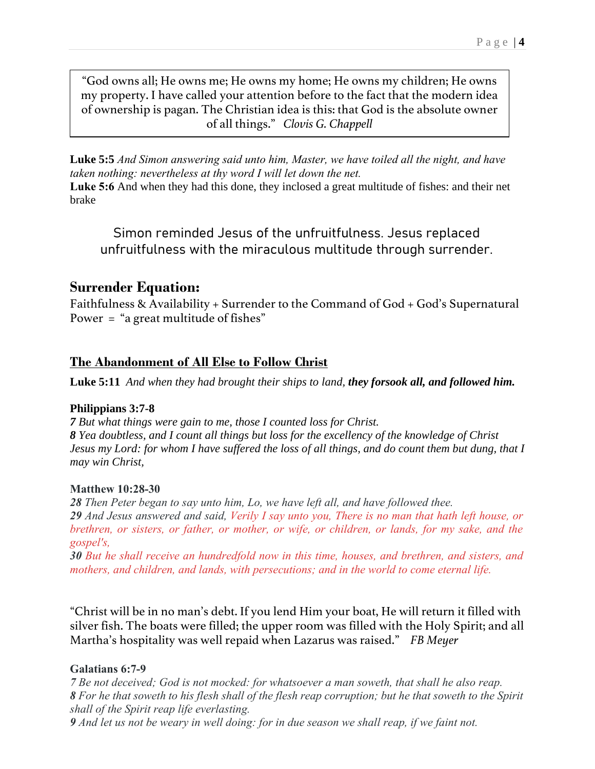> "God owns all; He owns me; He owns my home; He owns my children; He owns my property. I have called your attention before to the fact that the modern idea of ownership is pagan. The Christian idea is this: that God is the absolute owner of all things." *Clovis G. Chappell*

**Luke 5:5** *And Simon answering said unto him, Master, we have toiled all the night, and have taken nothing: nevertheless at thy word I will let down the net.*
**Luke 5:6** And when they had this done, they inclosed a great multitude of fishes: and their net brake

Simon reminded Jesus of the unfruitfulness. Jesus replaced unfruitfulness with the miraculous multitude through surrender.

## Surrender Equation:

Faithfulness & Availability + Surrender to the Command of God + God's Supernatural Power = "a great multitude of fishes"

## The Abandonment of All Else to Follow Christ

**Luke 5:11** *And when they had brought their ships to land,* ***they forsook all, and followed him.***

**Philippians 3:7-8**
***7*** *But what things were gain to me, those I counted loss for Christ.*
***8*** *Yea doubtless, and I count all things but loss for the excellency of the knowledge of Christ Jesus my Lord: for whom I have suffered the loss of all things, and do count them but dung, that I may win Christ,*

**Matthew 10:28-30**
***28*** *Then Peter began to say unto him, Lo, we have left all, and have followed thee.*
***29*** *And Jesus answered and said, Verily I say unto you, There is no man that hath left house, or brethren, or sisters, or father, or mother, or wife, or children, or lands, for my sake, and the gospel's,*
***30*** *But he shall receive an hundredfold now in this time, houses, and brethren, and sisters, and mothers, and children, and lands, with persecutions; and in the world to come eternal life.*

"Christ will be in no man's debt. If you lend Him your boat, He will return it filled with silver fish. The boats were filled; the upper room was filled with the Holy Spirit; and all Martha's hospitality was well repaid when Lazarus was raised." *FB Meyer*

**Galatians 6:7-9**
***7*** *Be not deceived; God is not mocked: for whatsoever a man soweth, that shall he also reap.*
***8*** *For he that soweth to his flesh shall of the flesh reap corruption; but he that soweth to the Spirit shall of the Spirit reap life everlasting.*
***9*** *And let us not be weary in well doing: for in due season we shall reap, if we faint not.*